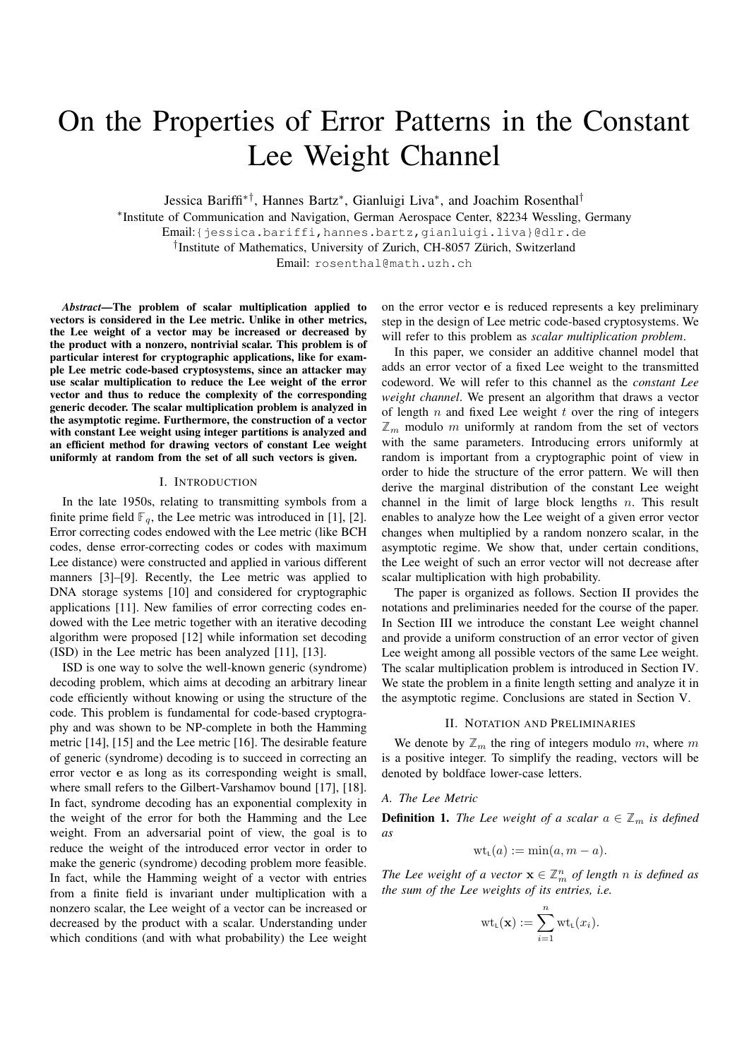# On the Properties of Error Patterns in the Constant Lee Weight Channel

Jessica Bariffi*†, Hannes Bartz*, Gianluigi Liva*, and Joachim Rosenthal†

*Institute of Communication and Navigation, German Aerospace Center, 82234 Wessling, Germany
Email: {jessica.bariffi,hannes.bartz,gianluigi.liva}@dlr.de
†Institute of Mathematics, University of Zurich, CH-8057 Zürich, Switzerland
Email: rosenthal@math.uzh.ch

***Abstract*—The problem of scalar multiplication applied to vectors is considered in the Lee metric. Unlike in other metrics, the Lee weight of a vector may be increased or decreased by the product with a nonzero, nontrivial scalar. This problem is of particular interest for cryptographic applications, like for example Lee metric code-based cryptosystems, since an attacker may use scalar multiplication to reduce the Lee weight of the error vector and thus to reduce the complexity of the corresponding generic decoder. The scalar multiplication problem is analyzed in the asymptotic regime. Furthermore, the construction of a vector with constant Lee weight using integer partitions is analyzed and an efficient method for drawing vectors of constant Lee weight uniformly at random from the set of all such vectors is given.**

## I. Introduction

In the late 1950s, relating to transmitting symbols from a finite prime field $\mathbb{F}_q$, the Lee metric was introduced in [1], [2]. Error correcting codes endowed with the Lee metric (like BCH codes, dense error-correcting codes or codes with maximum Lee distance) were constructed and applied in various different manners [3]–[9]. Recently, the Lee metric was applied to DNA storage systems [10] and considered for cryptographic applications [11]. New families of error correcting codes endowed with the Lee metric together with an iterative decoding algorithm were proposed [12] while information set decoding (ISD) in the Lee metric has been analyzed [11], [13].

ISD is one way to solve the well-known generic (syndrome) decoding problem, which aims at decoding an arbitrary linear code efficiently without knowing or using the structure of the code. This problem is fundamental for code-based cryptography and was shown to be NP-complete in both the Hamming metric [14], [15] and the Lee metric [16]. The desirable feature of generic (syndrome) decoding is to succeed in correcting an error vector $\mathbf{e}$ as long as its corresponding weight is small, where small refers to the Gilbert-Varshamov bound [17], [18]. In fact, syndrome decoding has an exponential complexity in the weight of the error for both the Hamming and the Lee weight. From an adversarial point of view, the goal is to reduce the weight of the introduced error vector in order to make the generic (syndrome) decoding problem more feasible. In fact, while the Hamming weight of a vector with entries from a finite field is invariant under multiplication with a nonzero scalar, the Lee weight of a vector can be increased or decreased by the product with a scalar. Understanding under which conditions (and with what probability) the Lee weight on the error vector $\mathbf{e}$ is reduced represents a key preliminary step in the design of Lee metric code-based cryptosystems. We will refer to this problem as *scalar multiplication problem*.

In this paper, we consider an additive channel model that adds an error vector of a fixed Lee weight to the transmitted codeword. We will refer to this channel as the *constant Lee weight channel*. We present an algorithm that draws a vector of length $n$ and fixed Lee weight $t$ over the ring of integers $\mathbb{Z}_m$ modulo $m$ uniformly at random from the set of vectors with the same parameters. Introducing errors uniformly at random is important from a cryptographic point of view in order to hide the structure of the error pattern. We will then derive the marginal distribution of the constant Lee weight channel in the limit of large block lengths $n$. This result enables to analyze how the Lee weight of a given error vector changes when multiplied by a random nonzero scalar, in the asymptotic regime. We show that, under certain conditions, the Lee weight of such an error vector will not decrease after scalar multiplication with high probability.

The paper is organized as follows. Section II provides the notations and preliminaries needed for the course of the paper. In Section III we introduce the constant Lee weight channel and provide a uniform construction of an error vector of given Lee weight among all possible vectors of the same Lee weight. The scalar multiplication problem is introduced in Section IV. We state the problem in a finite length setting and analyze it in the asymptotic regime. Conclusions are stated in Section V.

## II. Notation and Preliminaries

We denote by $\mathbb{Z}_m$ the ring of integers modulo $m$, where $m$ is a positive integer. To simplify the reading, vectors will be denoted by boldface lower-case letters.

### A. The Lee Metric

**Definition 1.** *The Lee weight of a scalar $a \in \mathbb{Z}_m$ is defined as*

$$\mathrm{wt}_{\mathrm{L}}(a) := \min(a, m-a).$$

*The Lee weight of a vector $\mathbf{x} \in \mathbb{Z}_m^n$ of length $n$ is defined as the sum of the Lee weights of its entries, i.e.*

$$\mathrm{wt}_{\mathrm{L}}(\mathbf{x}) := \sum_{i=1}^{n} \mathrm{wt}_{\mathrm{L}}(x_i).$$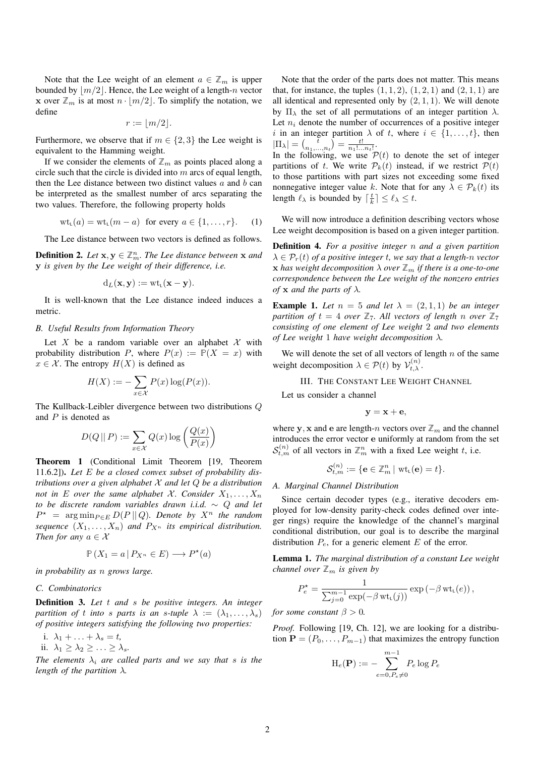Note that the Lee weight of an element $a \in \mathbb{Z}_m$ is upper bounded by $\lfloor m/2 \rfloor$. Hence, the Lee weight of a length-$n$ vector $\mathbf{x}$ over $\mathbb{Z}_m$ is at most $n \cdot \lfloor m/2 \rfloor$. To simplify the notation, we define

$$r := \lfloor m/2 \rfloor.$$

Furthermore, we observe that if $m \in \{2, 3\}$ the Lee weight is equivalent to the Hamming weight.

If we consider the elements of $\mathbb{Z}_m$ as points placed along a circle such that the circle is divided into $m$ arcs of equal length, then the Lee distance between two distinct values $a$ and $b$ can be interpreted as the smallest number of arcs separating the two values. Therefore, the following property holds

$$\mathrm{wt}_{\mathrm{L}}(a) = \mathrm{wt}_{\mathrm{L}}(m - a) \ \text{ for every } a \in \{1, \ldots, r\}. \tag{1}$$

The Lee distance between two vectors is defined as follows.

**Definition 2.** *Let $\mathbf{x}, \mathbf{y} \in \mathbb{Z}_m^n$. The Lee distance between $\mathbf{x}$ and $\mathbf{y}$ is given by the Lee weight of their difference, i.e.*

$$\mathrm{d}_L(\mathbf{x}, \mathbf{y}) := \mathrm{wt}_{\mathrm{L}}(\mathbf{x} - \mathbf{y}).$$

It is well-known that the Lee distance indeed induces a metric.

### B. Useful Results from Information Theory

Let $X$ be a random variable over an alphabet $\mathcal{X}$ with probability distribution $P$, where $P(x) := \mathbb{P}(X = x)$ with $x \in \mathcal{X}$. The entropy $H(X)$ is defined as

$$H(X) := -\sum_{x \in \mathcal{X}} P(x) \log(P(x)).$$

The Kullback-Leibler divergence between two distributions $Q$ and $P$ is denoted as

$$D(Q \,||\, P) := \sum_{x \in \mathcal{X}} Q(x) \log\left(\frac{Q(x)}{P(x)}\right)$$

**Theorem 1** (Conditional Limit Theorem [19, Theorem 11.6.2])**.** *Let $E$ be a closed convex subset of probability distributions over a given alphabet $\mathcal{X}$ and let $Q$ be a distribution not in $E$ over the same alphabet $\mathcal{X}$. Consider $X_1, \ldots, X_n$ to be discrete random variables drawn i.i.d. $\sim Q$ and let $P^\star = \arg\min_{P \in E} D(P \,||\, Q)$. Denote by $X^n$ the random sequence $(X_1, \ldots, X_n)$ and $P_{X^n}$ its empirical distribution. Then for any $a \in \mathcal{X}$*

$$\mathbb{P}\left(X_1 = a \,|\, P_{X^n} \in E\right) \longrightarrow P^\star(a)$$

*in probability as $n$ grows large.*

### C. Combinatorics

**Definition 3.** *Let $t$ and $s$ be positive integers. An integer partition of $t$ into $s$ parts is an $s$-tuple $\lambda := (\lambda_1, \ldots, \lambda_s)$ of positive integers satisfying the following two properties:*

i. $\lambda_1 + \ldots + \lambda_s = t$,
ii. $\lambda_1 \geq \lambda_2 \geq \ldots \geq \lambda_s$.

*The elements $\lambda_i$ are called parts and we say that $s$ is the length of the partition $\lambda$.*

Note that the order of the parts does not matter. This means that, for instance, the tuples $(1, 1, 2)$, $(1, 2, 1)$ and $(2, 1, 1)$ are all identical and represented only by $(2, 1, 1)$. We will denote by $\Pi_\lambda$ the set of all permutations of an integer partition $\lambda$. Let $n_i$ denote the number of occurrences of a positive integer $i$ in an integer partition $\lambda$ of $t$, where $i \in \{1, \ldots, t\}$, then $|\Pi_\lambda| = \binom{t}{n_1, \ldots, n_t} = \frac{t!}{n_1! \ldots n_t!}$.
In the following, we use $\mathcal{P}(t)$ to denote the set of integer partitions of $t$. We write $\mathcal{P}_k(t)$ instead, if we restrict $\mathcal{P}(t)$ to those partitions with part sizes not exceeding some fixed nonnegative integer value $k$. Note that for any $\lambda \in \mathcal{P}_k(t)$ its length $\ell_\lambda$ is bounded by $\lceil \frac{t}{k} \rceil \leq \ell_\lambda \leq t$.

We will now introduce a definition describing vectors whose Lee weight decomposition is based on a given integer partition.

**Definition 4.** *For a positive integer $n$ and a given partition $\lambda \in \mathcal{P}_r(t)$ of a positive integer $t$, we say that a length-$n$ vector $\mathbf{x}$ has weight decomposition $\lambda$ over $\mathbb{Z}_m$ if there is a one-to-one correspondence between the Lee weight of the nonzero entries of $\mathbf{x}$ and the parts of $\lambda$.*

**Example 1.** *Let $n = 5$ and let $\lambda = (2, 1, 1)$ be an integer partition of $t = 4$ over $\mathbb{Z}_7$. All vectors of length $n$ over $\mathbb{Z}_7$ consisting of one element of Lee weight 2 and two elements of Lee weight 1 have weight decomposition $\lambda$.*

We will denote the set of all vectors of length $n$ of the same weight decomposition $\lambda \in \mathcal{P}(t)$ by $\mathcal{V}_{t,\lambda}^{(n)}$.

## III. The Constant Lee Weight Channel

Let us consider a channel

$$\mathbf{y} = \mathbf{x} + \mathbf{e},$$

where $\mathbf{y}, \mathbf{x}$ and $\mathbf{e}$ are length-$n$ vectors over $\mathbb{Z}_m$ and the channel introduces the error vector $\mathbf{e}$ uniformly at random from the set $\mathcal{S}_{t,m}^{(n)}$ of all vectors in $\mathbb{Z}_m^n$ with a fixed Lee weight $t$, i.e.

$$\mathcal{S}_{t,m}^{(n)} := \{\mathbf{e} \in \mathbb{Z}_m^n \mid \mathrm{wt}_{\mathrm{L}}(\mathbf{e}) = t\}.$$

### A. Marginal Channel Distribution

Since certain decoder types (e.g., iterative decoders employed for low-density parity-check codes defined over integer rings) require the knowledge of the channel's marginal conditional distribution, our goal is to describe the marginal distribution $P_e$, for a generic element $E$ of the error.

**Lemma 1.** *The marginal distribution of a constant Lee weight channel over $\mathbb{Z}_m$ is given by*

$$P_e^\star = \frac{1}{\sum_{j=0}^{m-1} \exp(-\beta \, \mathrm{wt}_{\mathrm{L}}(j))} \exp\left(-\beta \, \mathrm{wt}_{\mathrm{L}}(e)\right),$$

*for some constant $\beta > 0$.*

*Proof.* Following [19, Ch. 12], we are looking for a distribution $\mathbf{P} = (P_0, \ldots, P_{m-1})$ that maximizes the entropy function

$$\mathrm{H}_e(\mathbf{P}) := -\sum_{e=0, P_e \neq 0}^{m-1} P_e \log P_e$$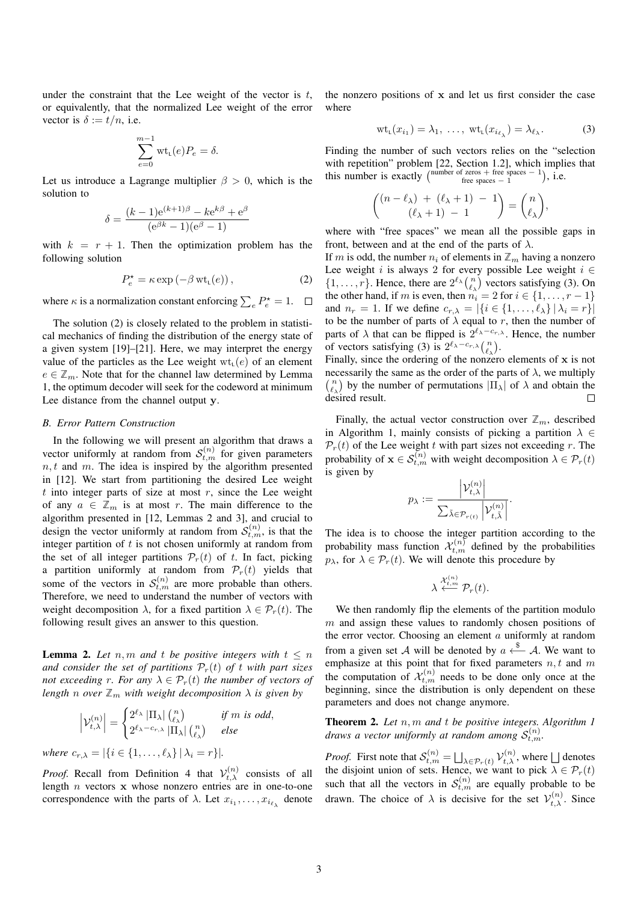under the constraint that the Lee weight of the vector is $t$, or equivalently, that the normalized Lee weight of the error vector is $\delta := t/n$, i.e.

$$\sum_{e=0}^{m-1} \mathrm{wt}_{\mathrm{L}}(e) P_e = \delta.$$

Let us introduce a Lagrange multiplier $\beta > 0$, which is the solution to

$$\delta = \frac{(k-1)\mathrm{e}^{(k+1)\beta} - k\mathrm{e}^{k\beta} + \mathrm{e}^{\beta}}{(\mathrm{e}^{\beta k} - 1)(\mathrm{e}^{\beta} - 1)}$$

with $k = r + 1$. Then the optimization problem has the following solution

$$P_e^\star = \kappa \exp\left(-\beta \, \mathrm{wt}_{\mathrm{L}}(e)\right), \tag{2}$$

where $\kappa$ is a normalization constant enforcing $\sum_e P_e^\star = 1$. □

The solution (2) is closely related to the problem in statistical mechanics of finding the distribution of the energy state of a given system [19]–[21]. Here, we may interpret the energy value of the particles as the Lee weight $\mathrm{wt}_{\mathrm{L}}(e)$ of an element $e \in \mathbb{Z}_m$. Note that for the channel law determined by Lemma 1, the optimum decoder will seek for the codeword at minimum Lee distance from the channel output $\mathbf{y}$.

### B. Error Pattern Construction

In the following we will present an algorithm that draws a vector uniformly at random from $\mathcal{S}_{t,m}^{(n)}$ for given parameters $n, t$ and $m$. The idea is inspired by the algorithm presented in [12]. We start from partitioning the desired Lee weight $t$ into integer parts of size at most $r$, since the Lee weight of any $a \in \mathbb{Z}_m$ is at most $r$. The main difference to the algorithm presented in [12, Lemmas 2 and 3], and crucial to design the vector uniformly at random from $\mathcal{S}_{t,m}^{(n)}$, is that the integer partition of $t$ is not chosen uniformly at random from the set of all integer partitions $\mathcal{P}_r(t)$ of $t$. In fact, picking a partition uniformly at random from $\mathcal{P}_r(t)$ yields that some of the vectors in $\mathcal{S}_{t,m}^{(n)}$ are more probable than others. Therefore, we need to understand the number of vectors with weight decomposition $\lambda$, for a fixed partition $\lambda \in \mathcal{P}_r(t)$. The following result gives an answer to this question.

**Lemma 2.** *Let $n, m$ and $t$ be positive integers with $t \leq n$ and consider the set of partitions $\mathcal{P}_r(t)$ of $t$ with part sizes not exceeding $r$. For any $\lambda \in \mathcal{P}_r(t)$ the number of vectors of length $n$ over $\mathbb{Z}_m$ with weight decomposition $\lambda$ is given by*

$$\left|\mathcal{V}_{t,\lambda}^{(n)}\right| = \begin{cases} 2^{\ell_\lambda} \left|\Pi_\lambda\right| \binom{n}{\ell_\lambda} & \text{if } m \text{ is odd}, \\ 2^{\ell_\lambda - c_{r,\lambda}} \left|\Pi_\lambda\right| \binom{n}{\ell_\lambda} & \text{else} \end{cases}$$

*where $c_{r,\lambda} = |\{i \in \{1, \ldots, \ell_\lambda\} \mid \lambda_i = r\}|$.*

*Proof.* Recall from Definition 4 that $\mathcal{V}_{t,\lambda}^{(n)}$ consists of all length $n$ vectors $\mathbf{x}$ whose nonzero entries are in one-to-one correspondence with the parts of $\lambda$. Let $x_{i_1}, \ldots, x_{i_{\ell_\lambda}}$ denote the nonzero positions of $\mathbf{x}$ and let us first consider the case where

$$\mathrm{wt}_{\mathrm{L}}(x_{i_1}) = \lambda_1, \; \ldots, \; \mathrm{wt}_{\mathrm{L}}(x_{i_{\ell_\lambda}}) = \lambda_{\ell_\lambda}. \tag{3}$$

Finding the number of such vectors relies on the "selection with repetition" problem [22, Section 1.2], which implies that this number is exactly $\binom{\text{number of zeros + free spaces} - 1}{\text{free spaces} - 1}$, i.e.

$$\binom{(n - \ell_\lambda) + (\ell_\lambda + 1) - 1}{(\ell_\lambda + 1) - 1} = \binom{n}{\ell_\lambda},$$

where with "free spaces" we mean all the possible gaps in front, between and at the end of the parts of $\lambda$.

If $m$ is odd, the number $n_i$ of elements in $\mathbb{Z}_m$ having a nonzero Lee weight $i$ is always 2 for every possible Lee weight $i \in \{1, \ldots, r\}$. Hence, there are $2^{\ell_\lambda}\binom{n}{\ell_\lambda}$ vectors satisfying (3). On the other hand, if $m$ is even, then $n_i = 2$ for $i \in \{1, \ldots, r-1\}$ and $n_r = 1$. If we define $c_{r,\lambda} = |\{i \in \{1, \ldots, \ell_\lambda\} \mid \lambda_i = r\}|$ to be the number of parts of $\lambda$ equal to $r$, then the number of parts of $\lambda$ that can be flipped is $2^{\ell_\lambda - c_{r,\lambda}}$. Hence, the number of vectors satisfying (3) is $2^{\ell_\lambda - c_{r,\lambda}}\binom{n}{\ell_\lambda}$.

Finally, since the ordering of the nonzero elements of $\mathbf{x}$ is not necessarily the same as the order of the parts of $\lambda$, we multiply $\binom{n}{\ell_\lambda}$ by the number of permutations $|\Pi_\lambda|$ of $\lambda$ and obtain the desired result. □

Finally, the actual vector construction over $\mathbb{Z}_m$, described in Algorithm 1, mainly consists of picking a partition $\lambda \in \mathcal{P}_r(t)$ of the Lee weight $t$ with part sizes not exceeding $r$. The probability of $\mathbf{x} \in \mathcal{S}_{t,m}^{(n)}$ with weight decomposition $\lambda \in \mathcal{P}_r(t)$ is given by

$$p_\lambda := \frac{\left|\mathcal{V}_{t,\lambda}^{(n)}\right|}{\sum_{\tilde{\lambda} \in \mathcal{P}_{r(t)}} \left|\mathcal{V}_{t,\tilde{\lambda}}^{(n)}\right|}.$$

The idea is to choose the integer partition according to the probability mass function $\mathcal{X}_{t,m}^{(n)}$ defined by the probabilities $p_\lambda$, for $\lambda \in \mathcal{P}_r(t)$. We will denote this procedure by

$$\lambda \xleftarrow{\mathcal{X}_{t,m}^{(n)}} \mathcal{P}_r(t).$$

We then randomly flip the elements of the partition modulo $m$ and assign these values to randomly chosen positions of the error vector. Choosing an element $a$ uniformly at random from a given set $\mathcal{A}$ will be denoted by $a \xleftarrow{\$} \mathcal{A}$. We want to emphasize at this point that for fixed parameters $n, t$ and $m$ the computation of $\mathcal{X}_{t,m}^{(n)}$ needs to be done only once at the beginning, since the distribution is only dependent on these parameters and does not change anymore.

**Theorem 2.** *Let $n, m$ and $t$ be positive integers. Algorithm 1 draws a vector uniformly at random among $\mathcal{S}_{t,m}^{(n)}$.*

*Proof.* First note that $\mathcal{S}_{t,m}^{(n)} = \bigsqcup_{\lambda \in \mathcal{P}_r(t)} \mathcal{V}_{t,\lambda}^{(n)}$, where $\bigsqcup$ denotes the disjoint union of sets. Hence, we want to pick $\lambda \in \mathcal{P}_r(t)$ such that all the vectors in $\mathcal{S}_{t,m}^{(n)}$ are equally probable to be drawn. The choice of $\lambda$ is decisive for the set $\mathcal{V}_{t,\lambda}^{(n)}$. Since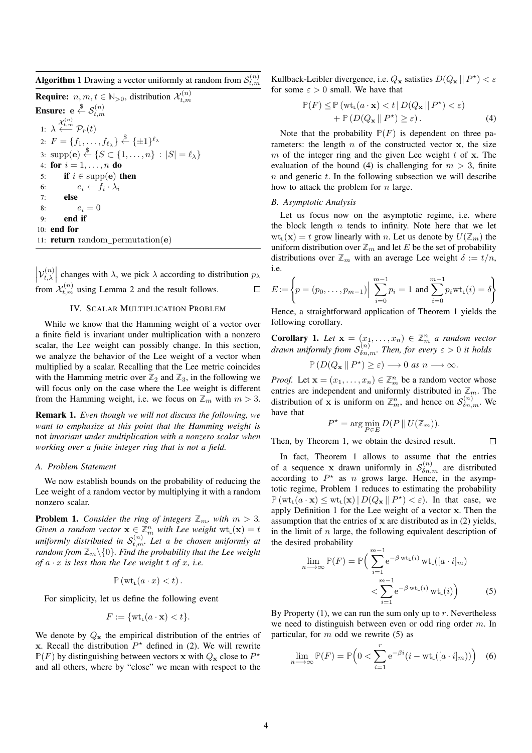**Algorithm 1** Drawing a vector uniformly at random from $\mathcal{S}_{t,m}^{(n)}$

**Require:** $n, m, t \in \mathbb{N}_{>0}$, distribution $\mathcal{X}_{t,m}^{(n)}$
**Ensure:** $\mathbf{e} \xleftarrow{\$} \mathcal{S}_{t,m}^{(n)}$

```
1:  λ ←(X_{t,m}^{(n)}) P_r(t)
2:  F = {f_1, ..., f_{ℓ_λ}} ←$ {±1}^{ℓ_λ}
3:  supp(e) ←$ {S ⊂ {1, ..., n} : |S| = ℓ_λ}
4:  for i = 1, ..., n do
5:      if i ∈ supp(e) then
6:          e_i ← f_i · λ_i
7:      else
8:          e_i = 0
9:      end if
10: end for
11: return random_permutation(e)
```

$\left|\mathcal{V}_{t,\lambda}^{(n)}\right|$ changes with $\lambda$, we pick $\lambda$ according to distribution $p_\lambda$ from $\mathcal{X}_{t,m}^{(n)}$ using Lemma 2 and the result follows. $\square$

## IV. Scalar Multiplication Problem

While we know that the Hamming weight of a vector over a finite field is invariant under multiplication with a nonzero scalar, the Lee weight can possibly change. In this section, we analyze the behavior of the Lee weight of a vector when multiplied by a scalar. Recalling that the Lee metric coincides with the Hamming metric over $\mathbb{Z}_2$ and $\mathbb{Z}_3$, in the following we will focus only on the case where the Lee weight is different from the Hamming weight, i.e. we focus on $\mathbb{Z}_m$ with $m > 3$.

**Remark 1.** *Even though we will not discuss the following, we want to emphasize at this point that the Hamming weight is* not *invariant under multiplication with a nonzero scalar when working over a finite integer ring that is not a field.*

### A. Problem Statement

We now establish bounds on the probability of reducing the Lee weight of a random vector by multiplying it with a random nonzero scalar.

**Problem 1.** *Consider the ring of integers $\mathbb{Z}_m$, with $m > 3$. Given a random vector $\mathbf{x} \in \mathbb{Z}_m^n$ with Lee weight $\mathrm{wt}_{\mathrm{L}}(\mathbf{x}) = t$ uniformly distributed in $\mathcal{S}_{t,m}^{(n)}$. Let $a$ be chosen uniformly at random from $\mathbb{Z}_m \setminus \{0\}$. Find the probability that the Lee weight of $a \cdot x$ is less than the Lee weight $t$ of $x$, i.e.*

$$\mathbb{P}\left(\mathrm{wt}_{\mathrm{L}}(a \cdot x) < t\right).$$

For simplicity, let us define the following event

$$F := \{\mathrm{wt}_{\mathrm{L}}(a \cdot \mathbf{x}) < t\}.$$

We denote by $Q_{\mathbf{x}}$ the empirical distribution of the entries of $\mathbf{x}$. Recall the distribution $P^\star$ defined in (2). We will rewrite $\mathbb{P}(F)$ by distinguishing between vectors $\mathbf{x}$ with $Q_{\mathbf{x}}$ close to $P^\star$ and all others, where by "close" we mean with respect to the Kullback-Leibler divergence, i.e. $Q_{\mathbf{x}}$ satisfies $D(Q_{\mathbf{x}} \,||\, P^\star) < \varepsilon$ for some $\varepsilon > 0$ small. We have that

$$\mathbb{P}(F) \leq \mathbb{P}\left(\mathrm{wt}_{\mathrm{L}}(a \cdot \mathbf{x}) < t \,|\, D(Q_{\mathbf{x}} \,||\, P^\star) < \varepsilon\right) + \mathbb{P}\left(D(Q_{\mathbf{x}} \,||\, P^\star) \geq \varepsilon\right). \tag{4}$$

Note that the probability $\mathbb{P}(F)$ is dependent on three parameters: the length $n$ of the constructed vector $\mathbf{x}$, the size $m$ of the integer ring and the given Lee weight $t$ of $\mathbf{x}$. The evaluation of the bound (4) is challenging for $m > 3$, finite $n$ and generic $t$. In the following subsection we will describe how to attack the problem for $n$ large.

### B. Asymptotic Analysis

Let us focus now on the asymptotic regime, i.e. where the block length $n$ tends to infinity. Note here that we let $\mathrm{wt}_{\mathrm{L}}(\mathbf{x}) = t$ grow linearly with $n$. Let us denote by $U(\mathbb{Z}_m)$ the uniform distribution over $\mathbb{Z}_m$ and let $E$ be the set of probability distributions over $\mathbb{Z}_m$ with an average Lee weight $\delta := t/n$, i.e.

$$E := \left\{ p = (p_0, \ldots, p_{m-1}) \,\Big|\, \sum_{i=0}^{m-1} p_i = 1 \text{ and } \sum_{i=0}^{m-1} p_i \mathrm{wt}_{\mathrm{L}}(i) = \delta \right\}$$

Hence, a straightforward application of Theorem 1 yields the following corollary.

**Corollary 1.** *Let $\mathbf{x} = (x_1, \ldots, x_n) \in \mathbb{Z}_m^n$ a random vector drawn uniformly from $\mathcal{S}_{\delta n,m}^{(n)}$. Then, for every $\varepsilon > 0$ it holds*

$$\mathbb{P}\left(D(Q_{\mathbf{x}} \,||\, P^\star) \geq \varepsilon\right) \longrightarrow 0 \text{ as } n \longrightarrow \infty.$$

*Proof.* Let $\mathbf{x} = (x_1, \ldots, x_n) \in \mathbb{Z}_m^n$ be a random vector whose entries are independent and uniformly distributed in $\mathbb{Z}_m$. The distribution of $\mathbf{x}$ is uniform on $\mathbb{Z}_m^n$, and hence on $\mathcal{S}_{\delta n,m}^{(n)}$. We have that

$$P^\star = \arg\min_{P \in E} D(P \,||\, U(\mathbb{Z}_m)).$$

Then, by Theorem 1, we obtain the desired result. $\square$

In fact, Theorem 1 allows to assume that the entries of a sequence $\mathbf{x}$ drawn uniformly in $\mathcal{S}_{\delta n,m}^{(n)}$ are distributed according to $P^\star$ as $n$ grows large. Hence, in the asymptotic regime, Problem 1 reduces to estimating the probability $\mathbb{P}\left(\mathrm{wt}_{\mathrm{L}}(a \cdot \mathbf{x}) \leq \mathrm{wt}_{\mathrm{L}}(\mathbf{x}) \,|\, D(Q_{\mathbf{x}} \,||\, P^\star) < \varepsilon\right)$. In that case, we apply Definition 1 for the Lee weight of a vector $\mathbf{x}$. Then the assumption that the entries of $\mathbf{x}$ are distributed as in (2) yields, in the limit of $n$ large, the following equivalent description of the desired probability

$$\lim_{n \longrightarrow \infty} \mathbb{P}(F) = \mathbb{P}\Big( \sum_{i=1}^{m-1} \mathrm{e}^{-\beta \,\mathrm{wt}_{\mathrm{L}}(i)} \,\mathrm{wt}_{\mathrm{L}}([a \cdot i]_m) < \sum_{i=1}^{m-1} \mathrm{e}^{-\beta \,\mathrm{wt}_{\mathrm{L}}(i)} \,\mathrm{wt}_{\mathrm{L}}(i) \Big) \tag{5}$$

By Property (1), we can run the sum only up to $r$. Nevertheless we need to distinguish between even or odd ring order $m$. In particular, for $m$ odd we rewrite (5) as

$$\lim_{n \longrightarrow \infty} \mathbb{P}(F) = \mathbb{P}\Big( 0 < \sum_{i=1}^{r} \mathrm{e}^{-\beta i} (i - \mathrm{wt}_{\mathrm{L}}([a \cdot i]_m)) \Big) \tag{6}$$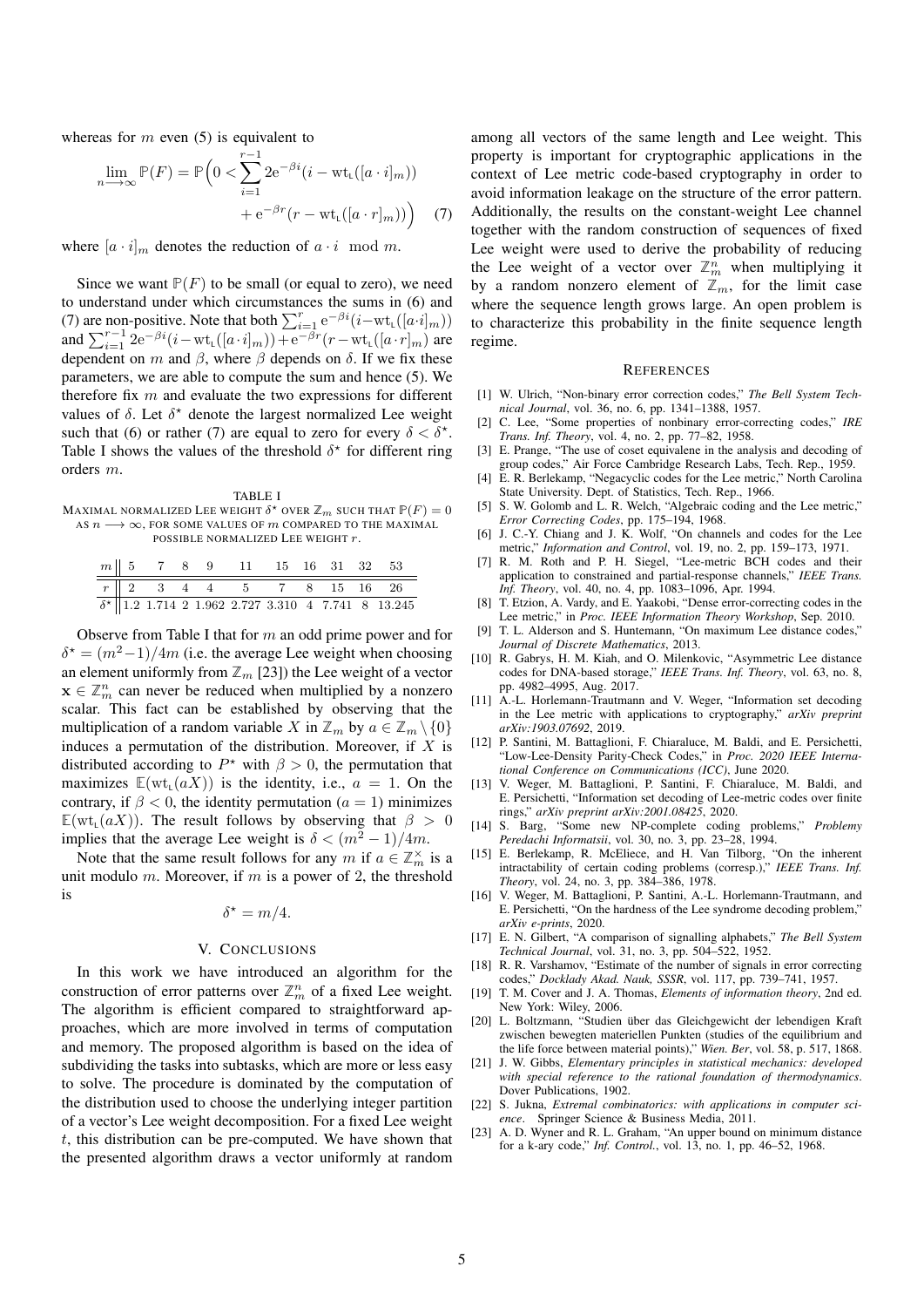whereas for $m$ even (5) is equivalent to

$$\lim_{n \longrightarrow \infty} \mathbb{P}(F) = \mathbb{P}\Big(0 < \sum_{i=1}^{r-1} 2\mathrm{e}^{-\beta i}(i - \mathrm{wt}_\mathsf{L}([a \cdot i]_m)) + \mathrm{e}^{-\beta r}(r - \mathrm{wt}_\mathsf{L}([a \cdot r]_m))\Big) \quad (7)$$

where $[a \cdot i]_m$ denotes the reduction of $a \cdot i \mod m$.

Since we want $\mathbb{P}(F)$ to be small (or equal to zero), we need to understand under which circumstances the sums in (6) and (7) are non-positive. Note that both $\sum_{i=1}^{r} \mathrm{e}^{-\beta i}(i - \mathrm{wt}_\mathsf{L}([a \cdot i]_m))$ and $\sum_{i=1}^{r-1} 2\mathrm{e}^{-\beta i}(i - \mathrm{wt}_\mathsf{L}([a \cdot i]_m)) + \mathrm{e}^{-\beta r}(r - \mathrm{wt}_\mathsf{L}([a \cdot r]_m)$ are dependent on $m$ and $\beta$, where $\beta$ depends on $\delta$. If we fix these parameters, we are able to compute the sum and hence (5). We therefore fix $m$ and evaluate the two expressions for different values of $\delta$. Let $\delta^\star$ denote the largest normalized Lee weight such that (6) or rather (7) are equal to zero for every $\delta < \delta^\star$. Table I shows the values of the threshold $\delta^\star$ for different ring orders $m$.

TABLE I
MAXIMAL NORMALIZED LEE WEIGHT $\delta^\star$ OVER $\mathbb{Z}_m$ SUCH THAT $\mathbb{P}(F) = 0$ AS $n \longrightarrow \infty$, FOR SOME VALUES OF $m$ COMPARED TO THE MAXIMAL POSSIBLE NORMALIZED LEE WEIGHT $r$.

| $m$ | 5 | 7 | 8 | 9 | 11 | 15 | 16 | 31 | 32 | 53 |
|---|---|---|---|---|---|---|---|---|---|---|
| $r$ | 2 | 3 | 4 | 4 | 5 | 7 | 8 | 15 | 16 | 26 |
| $\delta^\star$ | 1.2 | 1.714 | 2 | 1.962 | 2.727 | 3.310 | 4 | 7.741 | 8 | 13.245 |

Observe from Table I that for $m$ an odd prime power and for $\delta^\star = (m^2-1)/4m$ (i.e. the average Lee weight when choosing an element uniformly from $\mathbb{Z}_m$ [23]) the Lee weight of a vector $\mathbf{x} \in \mathbb{Z}_m^n$ can never be reduced when multiplied by a nonzero scalar. This fact can be established by observing that the multiplication of a random variable $X$ in $\mathbb{Z}_m$ by $a \in \mathbb{Z}_m \setminus \{0\}$ induces a permutation of the distribution. Moreover, if $X$ is distributed according to $P^\star$ with $\beta > 0$, the permutation that maximizes $\mathbb{E}(\mathrm{wt}_\mathsf{L}(aX))$ is the identity, i.e., $a = 1$. On the contrary, if $\beta < 0$, the identity permutation ($a = 1$) minimizes $\mathbb{E}(\mathrm{wt}_\mathsf{L}(aX))$. The result follows by observing that $\beta > 0$ implies that the average Lee weight is $\delta < (m^2-1)/4m$.

Note that the same result follows for any $m$ if $a \in \mathbb{Z}_m^\times$ is a unit modulo $m$. Moreover, if $m$ is a power of 2, the threshold is

$$\delta^\star = m/4.$$

## V. CONCLUSIONS

In this work we have introduced an algorithm for the construction of error patterns over $\mathbb{Z}_m^n$ of a fixed Lee weight. The algorithm is efficient compared to straightforward approaches, which are more involved in terms of computation and memory. The proposed algorithm is based on the idea of subdividing the tasks into subtasks, which are more or less easy to solve. The procedure is dominated by the computation of the distribution used to choose the underlying integer partition of a vector's Lee weight decomposition. For a fixed Lee weight $t$, this distribution can be pre-computed. We have shown that the presented algorithm draws a vector uniformly at random among all vectors of the same length and Lee weight. This property is important for cryptographic applications in the context of Lee metric code-based cryptography in order to avoid information leakage on the structure of the error pattern. Additionally, the results on the constant-weight Lee channel together with the random construction of sequences of fixed Lee weight were used to derive the probability of reducing the Lee weight of a vector over $\mathbb{Z}_m^n$ when multiplying it by a random nonzero element of $\mathbb{Z}_m$, for the limit case where the sequence length grows large. An open problem is to characterize this probability in the finite sequence length regime.

## REFERENCES

[1] W. Ulrich, "Non-binary error correction codes," *The Bell System Technical Journal*, vol. 36, no. 6, pp. 1341–1388, 1957.

[2] C. Lee, "Some properties of nonbinary error-correcting codes," *IRE Trans. Inf. Theory*, vol. 4, no. 2, pp. 77–82, 1958.

[3] E. Prange, "The use of coset equivalence in the analysis and decoding of group codes," Air Force Cambridge Research Labs, Tech. Rep., 1959.

[4] E. R. Berlekamp, "Negacyclic codes for the Lee metric," North Carolina State University. Dept. of Statistics, Tech. Rep., 1966.

[5] S. W. Golomb and L. R. Welch, "Algebraic coding and the Lee metric," *Error Correcting Codes*, pp. 175–194, 1968.

[6] J. C.-Y. Chiang and J. K. Wolf, "On channels and codes for the Lee metric," *Information and Control*, vol. 19, no. 2, pp. 159–173, 1971.

[7] R. M. Roth and P. H. Siegel, "Lee-metric BCH codes and their application to constrained and partial-response channels," *IEEE Trans. Inf. Theory*, vol. 40, no. 4, pp. 1083–1096, Apr. 1994.

[8] T. Etzion, A. Vardy, and E. Yaakobi, "Dense error-correcting codes in the Lee metric," in *Proc. IEEE Information Theory Workshop*, Sep. 2010.

[9] T. L. Alderson and S. Huntemann, "On maximum Lee distance codes," *Journal of Discrete Mathematics*, 2013.

[10] R. Gabrys, H. M. Kiah, and O. Milenkovic, "Asymmetric Lee distance codes for DNA-based storage," *IEEE Trans. Inf. Theory*, vol. 63, no. 8, pp. 4982–4995, Aug. 2017.

[11] A.-L. Horlemann-Trautmann and V. Weger, "Information set decoding in the Lee metric with applications to cryptography," *arXiv preprint arXiv:1903.07692*, 2019.

[12] P. Santini, M. Battaglioni, F. Chiaraluce, M. Baldi, and E. Persichetti, "Low-Lee-Density Parity-Check Codes," in *Proc. 2020 IEEE International Conference on Communications (ICC)*, June 2020.

[13] V. Weger, M. Battaglioni, P. Santini, F. Chiaraluce, M. Baldi, and E. Persichetti, "Information set decoding of Lee-metric codes over finite rings," *arXiv preprint arXiv:2001.08425*, 2020.

[14] S. Barg, "Some new NP-complete coding problems," *Problemy Peredachi Informatsii*, vol. 30, no. 3, pp. 23–28, 1994.

[15] E. Berlekamp, R. McEliece, and H. Van Tilborg, "On the inherent intractability of certain coding problems (corresp.)," *IEEE Trans. Inf. Theory*, vol. 24, no. 3, pp. 384–386, 1978.

[16] V. Weger, M. Battaglioni, P. Santini, A.-L. Horlemann-Trautmann, and E. Persichetti, "On the hardness of the Lee syndrome decoding problem," *arXiv e-prints*, 2020.

[17] E. N. Gilbert, "A comparison of signalling alphabets," *The Bell System Technical Journal*, vol. 31, no. 3, pp. 504–522, 1952.

[18] R. R. Varshamov, "Estimate of the number of signals in error correcting codes," *Docklady Akad. Nauk, SSSR*, vol. 117, pp. 739–741, 1957.

[19] T. M. Cover and J. A. Thomas, *Elements of information theory*, 2nd ed. New York: Wiley, 2006.

[20] L. Boltzmann, "Studien über das Gleichgewicht der lebendigen Kraft zwischen bewegten materiellen Punkten (studies of the equilibrium and the life force between material points)," *Wien. Ber*, vol. 58, p. 517, 1868.

[21] J. W. Gibbs, *Elementary principles in statistical mechanics: developed with special reference to the rational foundation of thermodynamics*. Dover Publications, 1902.

[22] S. Jukna, *Extremal combinatorics: with applications in computer science*. Springer Science & Business Media, 2011.

[23] A. D. Wyner and R. L. Graham, "An upper bound on minimum distance for a k-ary code," *Inf. Control.*, vol. 13, no. 1, pp. 46–52, 1968.